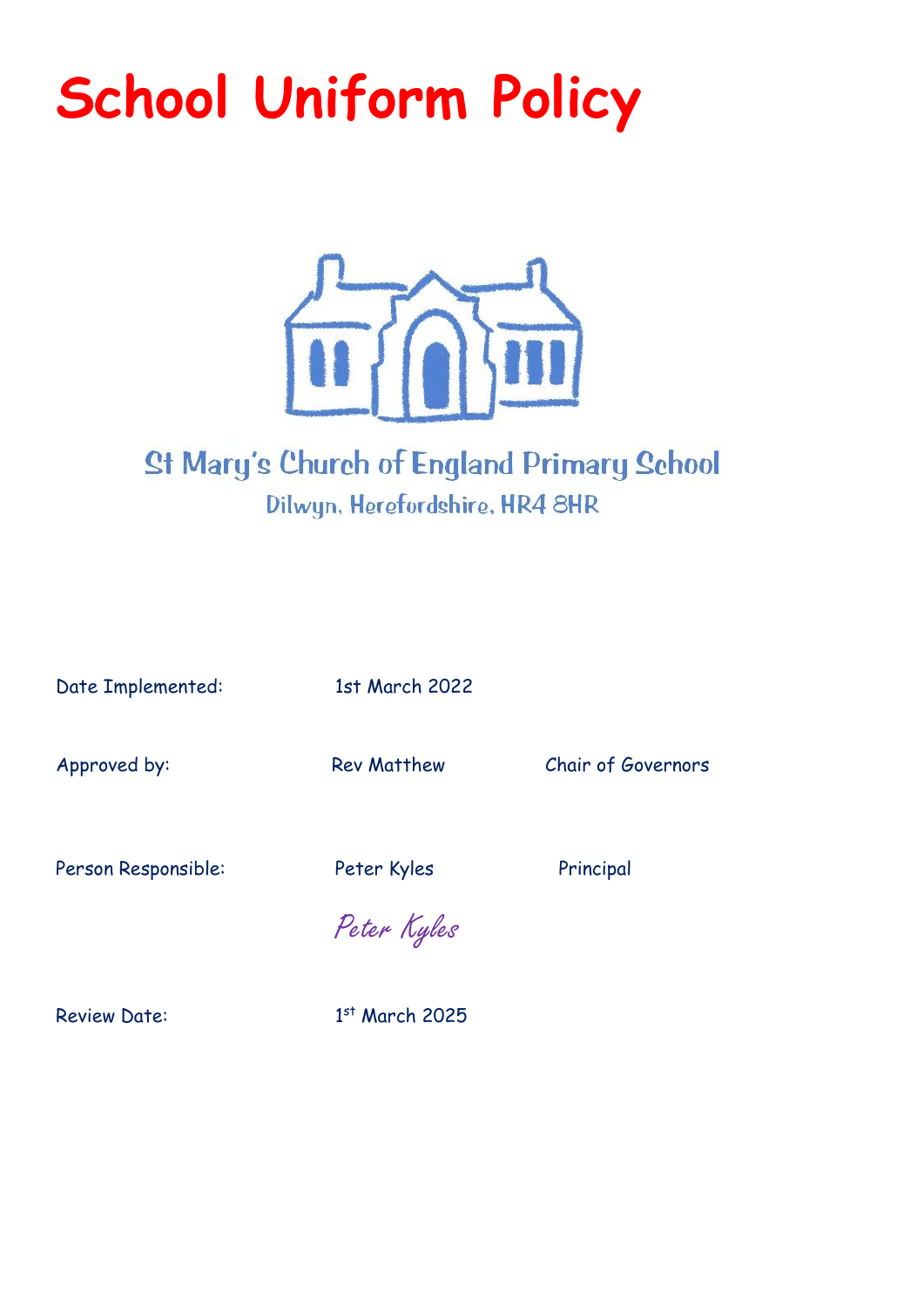# School Uniform Policy

St Mary's Church of England Primary School

Dilwyn, Herefordshire, HR4 8HR

| | | |
|---|---|---|
| Date Implemented: | 1st March 2022 | |
| Approved by: | Rev Matthew | Chair of Governors |
| Person Responsible: | Peter Kyles | Principal |
| | *Peter Kyles* | |
| Review Date: | 1st March 2025 | |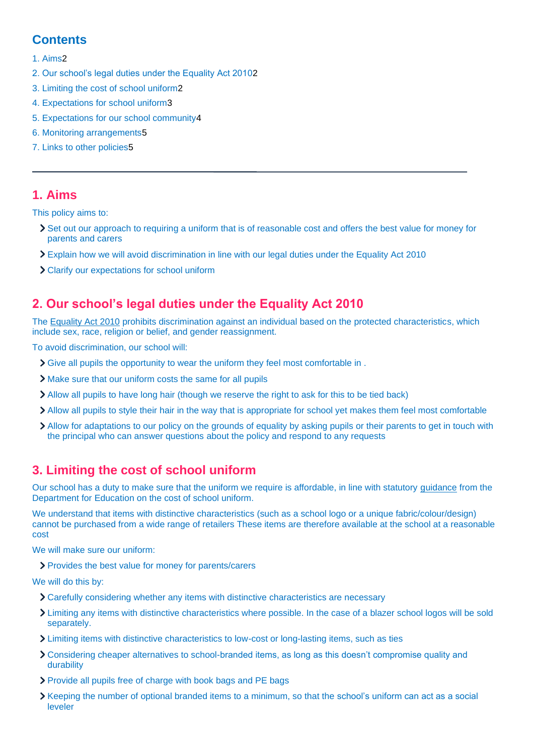## Contents

1. Aims2
2. Our school's legal duties under the Equality Act 20102
3. Limiting the cost of school uniform2
4. Expectations for school uniform3
5. Expectations for our school community4
6. Monitoring arrangements5
7. Links to other policies5

---

## 1. Aims

This policy aims to:

- Set out our approach to requiring a uniform that is of reasonable cost and offers the best value for money for parents and carers
- Explain how we will avoid discrimination in line with our legal duties under the Equality Act 2010
- Clarify our expectations for school uniform

## 2. Our school's legal duties under the Equality Act 2010

The Equality Act 2010 prohibits discrimination against an individual based on the protected characteristics, which include sex, race, religion or belief, and gender reassignment.

To avoid discrimination, our school will:

- Give all pupils the opportunity to wear the uniform they feel most comfortable in .
- Make sure that our uniform costs the same for all pupils
- Allow all pupils to have long hair (though we reserve the right to ask for this to be tied back)
- Allow all pupils to style their hair in the way that is appropriate for school yet makes them feel most comfortable
- Allow for adaptations to our policy on the grounds of equality by asking pupils or their parents to get in touch with the principal who can answer questions about the policy and respond to any requests

## 3. Limiting the cost of school uniform

Our school has a duty to make sure that the uniform we require is affordable, in line with statutory guidance from the Department for Education on the cost of school uniform.

We understand that items with distinctive characteristics (such as a school logo or a unique fabric/colour/design) cannot be purchased from a wide range of retailers These items are therefore available at the school at a reasonable cost

We will make sure our uniform:

- Provides the best value for money for parents/carers

We will do this by:

- Carefully considering whether any items with distinctive characteristics are necessary
- Limiting any items with distinctive characteristics where possible. In the case of a blazer school logos will be sold separately.
- Limiting items with distinctive characteristics to low-cost or long-lasting items, such as ties
- Considering cheaper alternatives to school-branded items, as long as this doesn't compromise quality and durability
- Provide all pupils free of charge with book bags and PE bags
- Keeping the number of optional branded items to a minimum, so that the school's uniform can act as a social leveler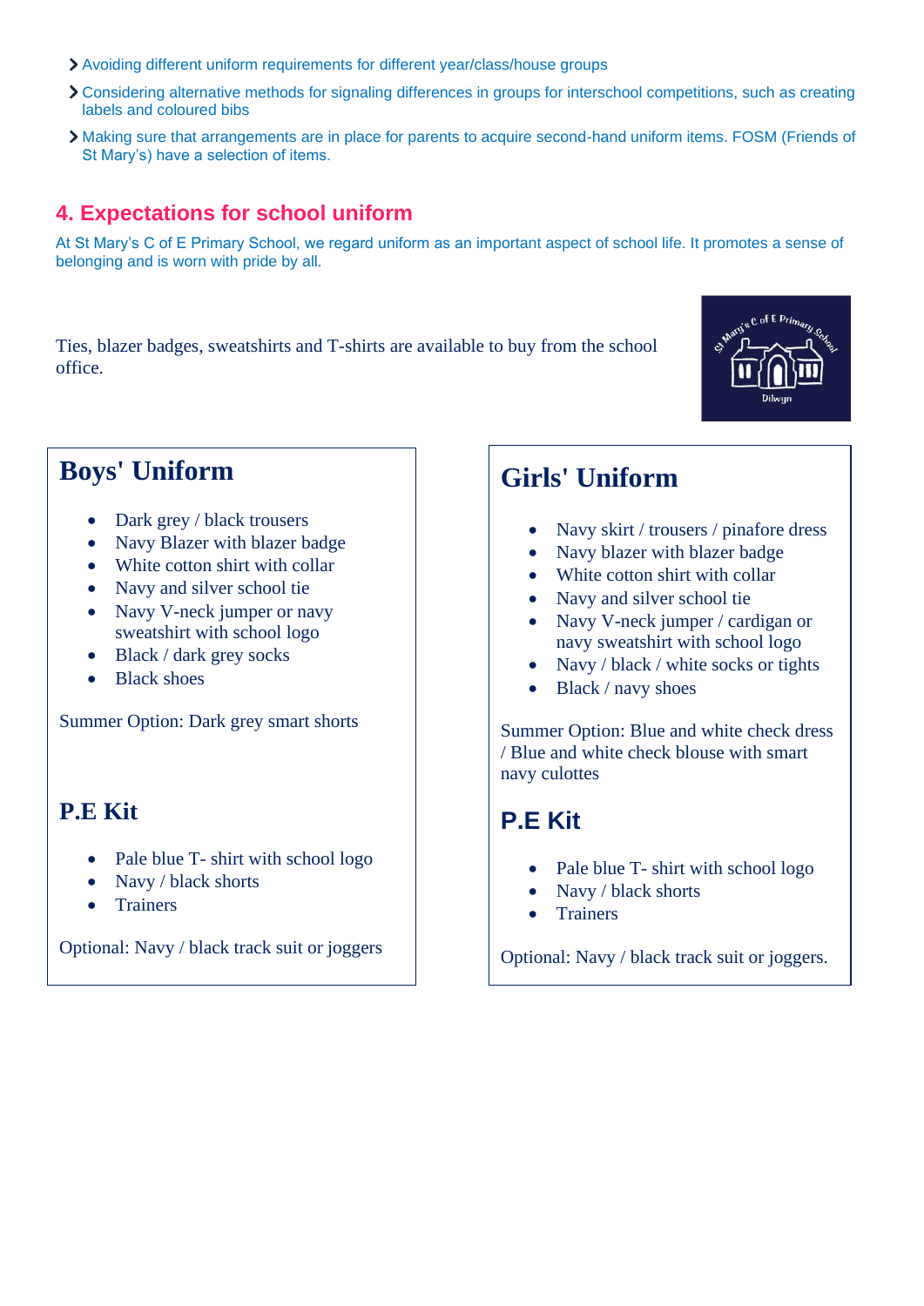- Avoiding different uniform requirements for different year/class/house groups
- Considering alternative methods for signaling differences in groups for interschool competitions, such as creating labels and coloured bibs
- Making sure that arrangements are in place for parents to acquire second-hand uniform items. FOSM (Friends of St Mary's) have a selection of items.

## 4. Expectations for school uniform

At St Mary's C of E Primary School, we regard uniform as an important aspect of school life. It promotes a sense of belonging and is worn with pride by all.

Ties, blazer badges, sweatshirts and T-shirts are available to buy from the school office.

### Boys' Uniform

- Dark grey / black trousers
- Navy Blazer with blazer badge
- White cotton shirt with collar
- Navy and silver school tie
- Navy V-neck jumper or navy sweatshirt with school logo
- Black / dark grey socks
- Black shoes

Summer Option: Dark grey smart shorts

### P.E Kit

- Pale blue T- shirt with school logo
- Navy / black shorts
- Trainers

Optional: Navy / black track suit or joggers

### Girls' Uniform

- Navy skirt / trousers / pinafore dress
- Navy blazer with blazer badge
- White cotton shirt with collar
- Navy and silver school tie
- Navy V-neck jumper / cardigan or navy sweatshirt with school logo
- Navy / black / white socks or tights
- Black / navy shoes

Summer Option: Blue and white check dress / Blue and white check blouse with smart navy culottes

### P.E Kit

- Pale blue T- shirt with school logo
- Navy / black shorts
- Trainers

Optional: Navy / black track suit or joggers.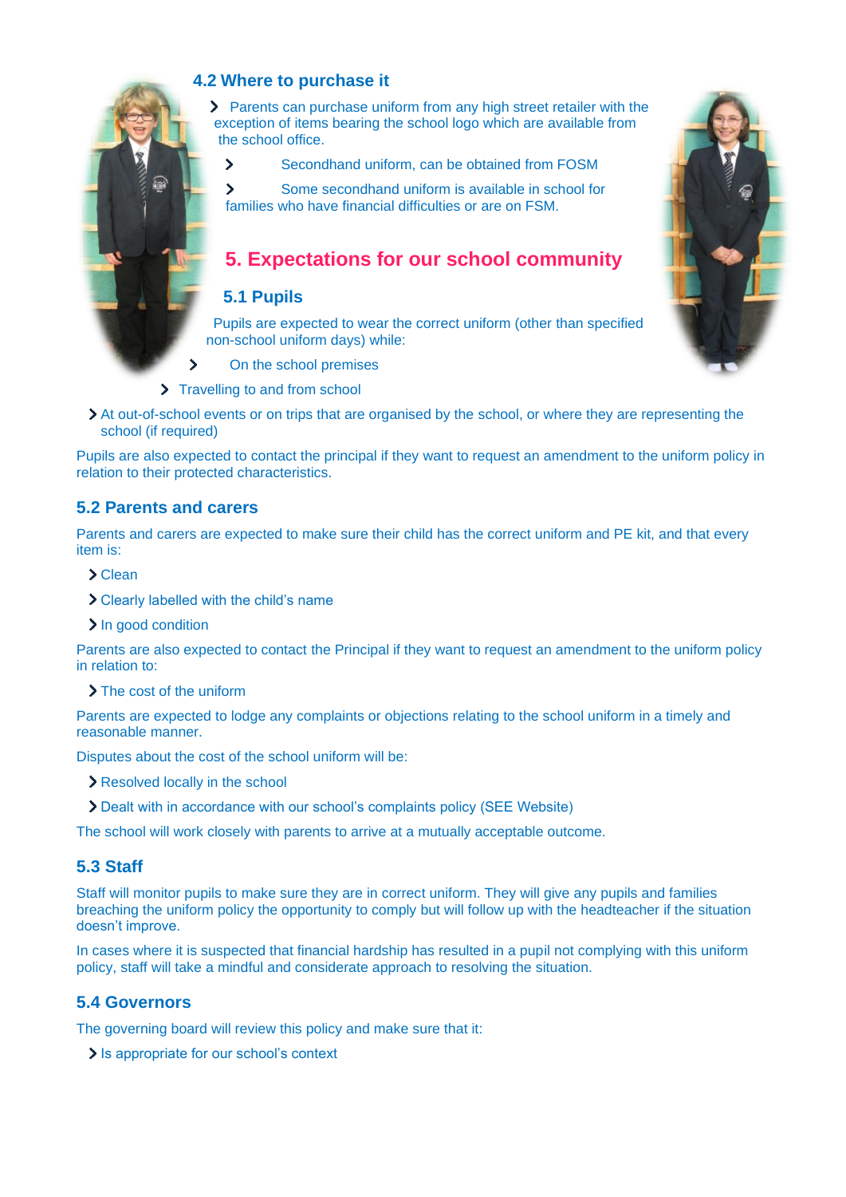### 4.2 Where to purchase it

- Parents can purchase uniform from any high street retailer with the exception of items bearing the school logo which are available from the school office.
- Secondhand uniform, can be obtained from FOSM
- Some secondhand uniform is available in school for families who have financial difficulties or are on FSM.

## 5. Expectations for our school community

### 5.1 Pupils

Pupils are expected to wear the correct uniform (other than specified non-school uniform days) while:

- On the school premises
- Travelling to and from school
- At out-of-school events or on trips that are organised by the school, or where they are representing the school (if required)

Pupils are also expected to contact the principal if they want to request an amendment to the uniform policy in relation to their protected characteristics.

### 5.2 Parents and carers

Parents and carers are expected to make sure their child has the correct uniform and PE kit, and that every item is:

- Clean
- Clearly labelled with the child's name
- In good condition

Parents are also expected to contact the Principal if they want to request an amendment to the uniform policy in relation to:

- The cost of the uniform

Parents are expected to lodge any complaints or objections relating to the school uniform in a timely and reasonable manner.

Disputes about the cost of the school uniform will be:

- Resolved locally in the school
- Dealt with in accordance with our school's complaints policy (SEE Website)

The school will work closely with parents to arrive at a mutually acceptable outcome.

### 5.3 Staff

Staff will monitor pupils to make sure they are in correct uniform. They will give any pupils and families breaching the uniform policy the opportunity to comply but will follow up with the headteacher if the situation doesn't improve.

In cases where it is suspected that financial hardship has resulted in a pupil not complying with this uniform policy, staff will take a mindful and considerate approach to resolving the situation.

### 5.4 Governors

The governing board will review this policy and make sure that it:

- Is appropriate for our school's context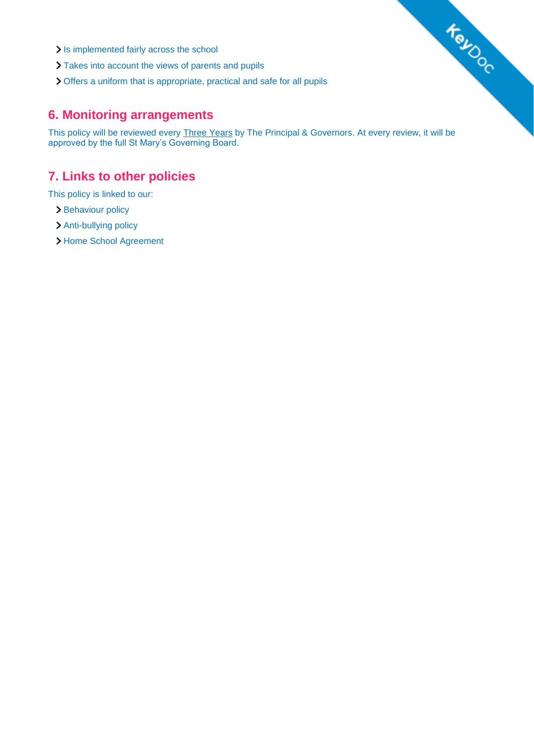- Is implemented fairly across the school
- Takes into account the views of parents and pupils
- Offers a uniform that is appropriate, practical and safe for all pupils

## 6. Monitoring arrangements

This policy will be reviewed every Three Years by The Principal & Governors. At every review, it will be approved by the full St Mary's Governing Board.

## 7. Links to other policies

This policy is linked to our:

- Behaviour policy
- Anti-bullying policy
- Home School Agreement